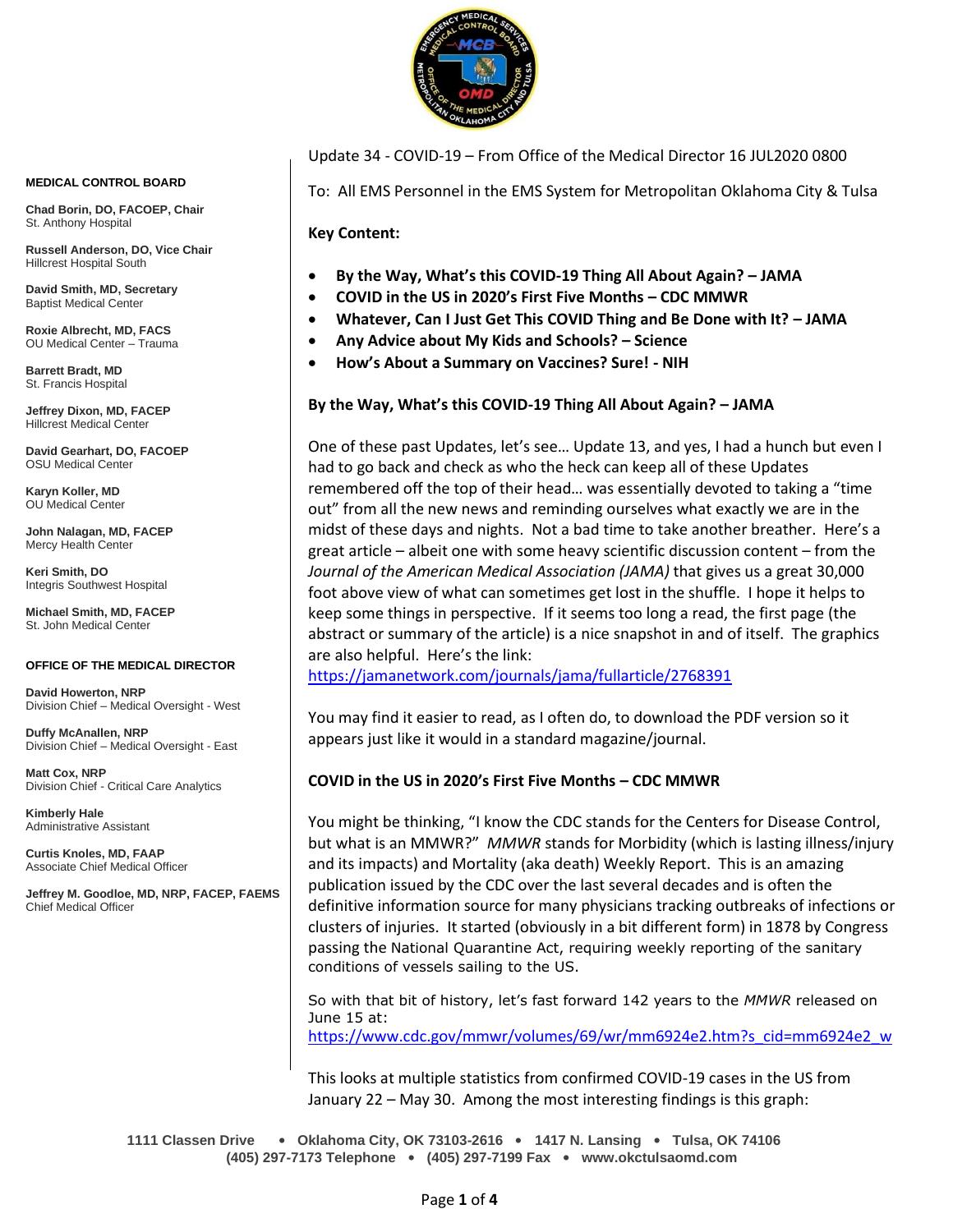**MEDICAL CONTROL BOARD**

**Chad Borin, DO, FACOEP, Chair**
St. Anthony Hospital

**Russell Anderson, DO, Vice Chair**
Hillcrest Hospital South

**David Smith, MD, Secretary**
Baptist Medical Center

**Roxie Albrecht, MD, FACS**
OU Medical Center – Trauma

**Barrett Bradt, MD**
St. Francis Hospital

**Jeffrey Dixon, MD, FACEP**
Hillcrest Medical Center

**David Gearhart, DO, FACOEP**
OSU Medical Center

**Karyn Koller, MD**
OU Medical Center

**John Nalagan, MD, FACEP**
Mercy Health Center

**Keri Smith, DO**
Integris Southwest Hospital

**Michael Smith, MD, FACEP**
St. John Medical Center

**OFFICE OF THE MEDICAL DIRECTOR**

**David Howerton, NRP**
Division Chief – Medical Oversight - West

**Duffy McAnallen, NRP**
Division Chief – Medical Oversight - East

**Matt Cox, NRP**
Division Chief - Critical Care Analytics

**Kimberly Hale**
Administrative Assistant

**Curtis Knoles, MD, FAAP**
Associate Chief Medical Officer

**Jeffrey M. Goodloe, MD, NRP, FACEP, FAEMS**
Chief Medical Officer

Update 34 - COVID-19 – From Office of the Medical Director 16 JUL2020 0800

To: All EMS Personnel in the EMS System for Metropolitan Oklahoma City & Tulsa

**Key Content:**

- **By the Way, What's this COVID-19 Thing All About Again? – JAMA**
- **COVID in the US in 2020's First Five Months – CDC MMWR**
- **Whatever, Can I Just Get This COVID Thing and Be Done with It? – JAMA**
- **Any Advice about My Kids and Schools? – Science**
- **How's About a Summary on Vaccines? Sure! - NIH**

**By the Way, What's this COVID-19 Thing All About Again? – JAMA**

One of these past Updates, let's see… Update 13, and yes, I had a hunch but even I had to go back and check as who the heck can keep all of these Updates remembered off the top of their head… was essentially devoted to taking a "time out" from all the new news and reminding ourselves what exactly we are in the midst of these days and nights. Not a bad time to take another breather. Here's a great article – albeit one with some heavy scientific discussion content – from the *Journal of the American Medical Association (JAMA)* that gives us a great 30,000 foot above view of what can sometimes get lost in the shuffle. I hope it helps to keep some things in perspective. If it seems too long a read, the first page (the abstract or summary of the article) is a nice snapshot in and of itself. The graphics are also helpful. Here's the link:
https://jamanetwork.com/journals/jama/fullarticle/2768391

You may find it easier to read, as I often do, to download the PDF version so it appears just like it would in a standard magazine/journal.

**COVID in the US in 2020's First Five Months – CDC MMWR**

You might be thinking, "I know the CDC stands for the Centers for Disease Control, but what is an MMWR?" *MMWR* stands for Morbidity (which is lasting illness/injury and its impacts) and Mortality (aka death) Weekly Report. This is an amazing publication issued by the CDC over the last several decades and is often the definitive information source for many physicians tracking outbreaks of infections or clusters of injuries. It started (obviously in a bit different form) in 1878 by Congress passing the National Quarantine Act, requiring weekly reporting of the sanitary conditions of vessels sailing to the US.

So with that bit of history, let's fast forward 142 years to the *MMWR* released on June 15 at:
https://www.cdc.gov/mmwr/volumes/69/wr/mm6924e2.htm?s_cid=mm6924e2_w

This looks at multiple statistics from confirmed COVID-19 cases in the US from January 22 – May 30. Among the most interesting findings is this graph:

1111 Classen Drive • Oklahoma City, OK 73103-2616 • 1417 N. Lansing • Tulsa, OK 74106
(405) 297-7173 Telephone • (405) 297-7199 Fax • www.okctulsaomd.com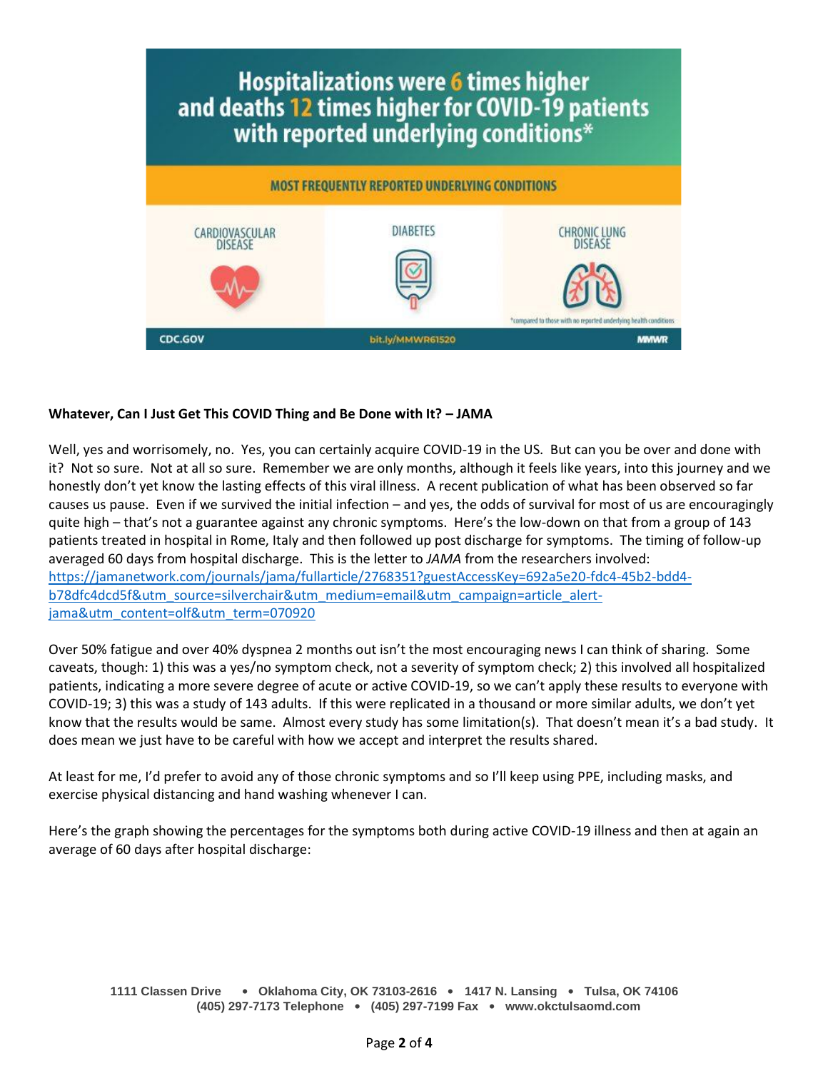**Hospitalizations were 6 times higher and deaths 12 times higher for COVID-19 patients with reported underlying conditions***

MOST FREQUENTLY REPORTED UNDERLYING CONDITIONS

CARDIOVASCULAR DISEASE | DIABETES | CHRONIC LUNG DISEASE

*compared to those with no reported underlying health conditions

CDC.GOV bit.ly/MMWR61520 MMWR

**Whatever, Can I Just Get This COVID Thing and Be Done with It? – JAMA**

Well, yes and worrisomely, no. Yes, you can certainly acquire COVID-19 in the US. But can you be over and done with it? Not so sure. Not at all so sure. Remember we are only months, although it feels like years, into this journey and we honestly don't yet know the lasting effects of this viral illness. A recent publication of what has been observed so far causes us pause. Even if we survived the initial infection – and yes, the odds of survival for most of us are encouragingly quite high – that's not a guarantee against any chronic symptoms. Here's the low-down on that from a group of 143 patients treated in hospital in Rome, Italy and then followed up post discharge for symptoms. The timing of follow-up averaged 60 days from hospital discharge. This is the letter to *JAMA* from the researchers involved: [https://jamanetwork.com/journals/jama/fullarticle/2768351?guestAccessKey=692a5e20-fdc4-45b2-bdd4-b78dfc4dcd5f&utm_source=silverchair&utm_medium=email&utm_campaign=article_alert-jama&utm_content=olf&utm_term=070920](https://jamanetwork.com/journals/jama/fullarticle/2768351?guestAccessKey=692a5e20-fdc4-45b2-bdd4-b78dfc4dcd5f&utm_source=silverchair&utm_medium=email&utm_campaign=article_alert-jama&utm_content=olf&utm_term=070920)

Over 50% fatigue and over 40% dyspnea 2 months out isn't the most encouraging news I can think of sharing. Some caveats, though: 1) this was a yes/no symptom check, not a severity of symptom check; 2) this involved all hospitalized patients, indicating a more severe degree of acute or active COVID-19, so we can't apply these results to everyone with COVID-19; 3) this was a study of 143 adults. If this were replicated in a thousand or more similar adults, we don't yet know that the results would be same. Almost every study has some limitation(s). That doesn't mean it's a bad study. It does mean we just have to be careful with how we accept and interpret the results shared.

At least for me, I'd prefer to avoid any of those chronic symptoms and so I'll keep using PPE, including masks, and exercise physical distancing and hand washing whenever I can.

Here's the graph showing the percentages for the symptoms both during active COVID-19 illness and then at again an average of 60 days after hospital discharge: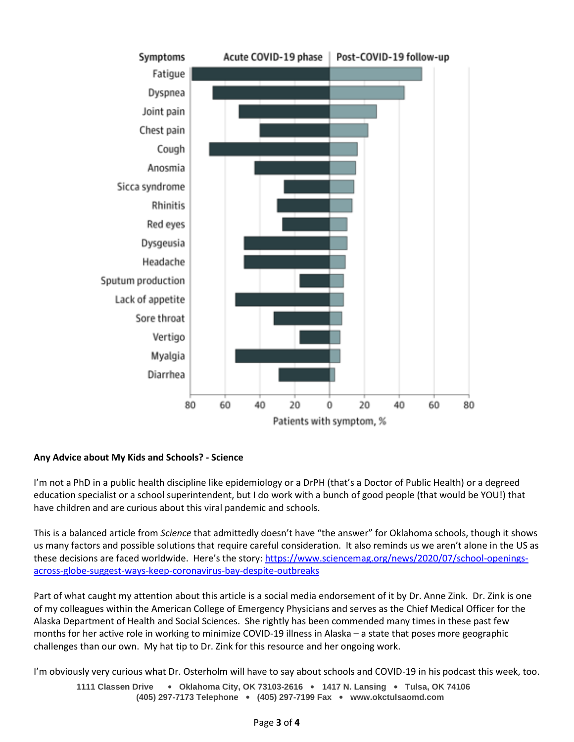**Any Advice about My Kids and Schools? - Science**

I'm not a PhD in a public health discipline like epidemiology or a DrPH (that's a Doctor of Public Health) or a degreed education specialist or a school superintendent, but I do work with a bunch of good people (that would be YOU!) that have children and are curious about this viral pandemic and schools.

This is a balanced article from *Science* that admittedly doesn't have "the answer" for Oklahoma schools, though it shows us many factors and possible solutions that require careful consideration. It also reminds us we aren't alone in the US as these decisions are faced worldwide. Here's the story: [https://www.sciencemag.org/news/2020/07/school-openings-across-globe-suggest-ways-keep-coronavirus-bay-despite-outbreaks](https://www.sciencemag.org/news/2020/07/school-openings-across-globe-suggest-ways-keep-coronavirus-bay-despite-outbreaks)

Part of what caught my attention about this article is a social media endorsement of it by Dr. Anne Zink. Dr. Zink is one of my colleagues within the American College of Emergency Physicians and serves as the Chief Medical Officer for the Alaska Department of Health and Social Sciences. She rightly has been commended many times in these past few months for her active role in working to minimize COVID-19 illness in Alaska – a state that poses more geographic challenges than our own. My hat tip to Dr. Zink for this resource and her ongoing work.

I'm obviously very curious what Dr. Osterholm will have to say about schools and COVID-19 in his podcast this week, too.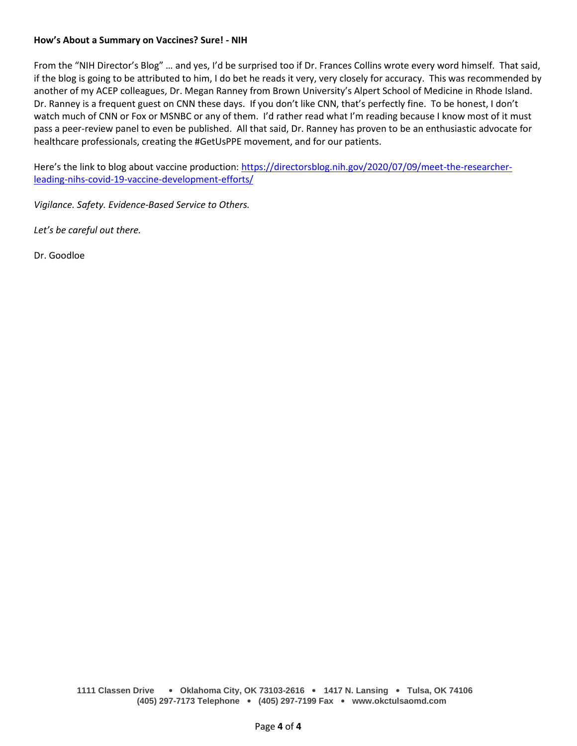**How's About a Summary on Vaccines? Sure! - NIH**

From the "NIH Director's Blog" … and yes, I'd be surprised too if Dr. Frances Collins wrote every word himself. That said, if the blog is going to be attributed to him, I do bet he reads it very, very closely for accuracy. This was recommended by another of my ACEP colleagues, Dr. Megan Ranney from Brown University's Alpert School of Medicine in Rhode Island. Dr. Ranney is a frequent guest on CNN these days. If you don't like CNN, that's perfectly fine. To be honest, I don't watch much of CNN or Fox or MSNBC or any of them. I'd rather read what I'm reading because I know most of it must pass a peer-review panel to even be published. All that said, Dr. Ranney has proven to be an enthusiastic advocate for healthcare professionals, creating the #GetUsPPE movement, and for our patients.

Here's the link to blog about vaccine production: [https://directorsblog.nih.gov/2020/07/09/meet-the-researcher-leading-nihs-covid-19-vaccine-development-efforts/](https://directorsblog.nih.gov/2020/07/09/meet-the-researcher-leading-nihs-covid-19-vaccine-development-efforts/)

*Vigilance. Safety. Evidence-Based Service to Others.*

*Let's be careful out there.*

Dr. Goodloe

**1111 Classen Drive • Oklahoma City, OK 73103-2616 • 1417 N. Lansing • Tulsa, OK 74106**
**(405) 297-7173 Telephone • (405) 297-7199 Fax • www.okctulsaomd.com**